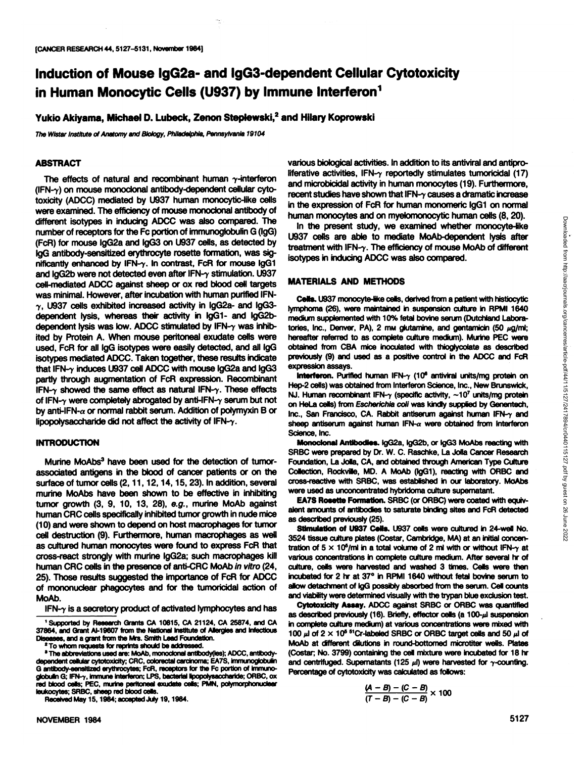# Induction of Mouse IgG2a- and IgG3-dependent Cellular Cytotoxicity in Human Monocytic Cells (U937) by Immune Interferon[1]

Yukio Akiyama, Michael D. Lubeck, Zenon Steplewski,[2] and Hilary Koprowski

*The Wistar Institute of Anatomy and Biology, Philadelphia, Pennsylvania 19104*

## ABSTRACT

The effects of natural and recombinant human γ-interferon (IFN-γ) on mouse monoclonal antibody-dependent cellular cytotoxicity (ADCC) mediated by U937 human monocytic-like cells were examined. The efficiency of mouse monoclonal antibody of different isotypes in inducing ADCC was also compared. The number of receptors for the Fc portion of immunoglobulin G (IgG) (FcR) for mouse IgG2a and IgG3 on U937 cells, as detected by IgG antibody-sensitized erythrocyte rosette formation, was significantly enhanced by IFN-γ. In contrast, FcR for mouse IgG1 and IgG2b were not detected even after IFN-γ stimulation. U937 cell-mediated ADCC against sheep or ox red blood cell targets was minimal. However, after incubation with human purified IFN-γ, U937 cells exhibited increased activity in IgG2a- and IgG3-dependent lysis, whereas their activity in IgG1- and IgG2b-dependent lysis was low. ADCC stimulated by IFN-γ was inhibited by Protein A. When mouse peritoneal exudate cells were used, FcR for all IgG isotypes were easily detected, and all IgG isotypes mediated ADCC. Taken together, these results indicate that IFN-γ induces U937 cell ADCC with mouse IgG2a and IgG3 partly through augmentation of FcR expression. Recombinant IFN-γ showed the same effect as natural IFN-γ. These effects of IFN-γ were completely abrogated by anti-IFN-γ serum but not by anti-IFN-α or normal rabbit serum. Addition of polymyxin B or lipopolysaccharide did not affect the activity of IFN-γ.

## INTRODUCTION

Murine MoAbs[3] have been used for the detection of tumor-associated antigens in the blood of cancer patients or on the surface of tumor cells (2, 11, 12, 14, 15, 23). In addition, several murine MoAbs have been shown to be effective in inhibiting tumor growth (3, 9, 10, 13, 28), *e.g.*, murine MoAb against human CRC cells specifically inhibited tumor growth in nude mice (10) and were shown to depend on host macrophages for tumor cell destruction (9). Furthermore, human macrophages as well as cultured human monocytes were found to express FcR that cross-react strongly with murine IgG2a; such macrophages kill human CRC cells in the presence of anti-CRC MoAb *in vitro* (24, 25). Those results suggested the importance of FcR for ADCC of mononuclear phagocytes and for the tumoricidal action of MoAb.

IFN-γ is a secretory product of activated lymphocytes and has various biological activities. In addition to its antiviral and antiproliferative activities, IFN-γ reportedly stimulates tumoricidal (17) and microbicidal activity in human monocytes (19). Furthermore, recent studies have shown that IFN-γ causes a dramatic increase in the expression of FcR for human monomeric IgG1 on normal human monocytes and on myelomonocytic human cells (8, 20).

In the present study, we examined whether monocyte-like U937 cells are able to mediate MoAb-dependent lysis after treatment with IFN-γ. The efficiency of mouse MoAb of different isotypes in inducing ADCC was also compared.

## MATERIALS AND METHODS

**Cells.** U937 monocyte-like cells, derived from a patient with histiocytic lymphoma (26), were maintained in suspension culture in RPMI 1640 medium supplemented with 10% fetal bovine serum (Dutchland Laboratories, Inc., Denver, PA), 2 mM glutamine, and gentamicin (50 μg/ml; hereafter referred to as complete culture medium). Murine PEC were obtained from CBA mice inoculated with thioglycolate as described previously (9) and used as a positive control in the ADCC and FcR expression assays.

**Interferon.** Purified human IFN-γ ($10^6$ antiviral units/mg protein on Hep-2 cells) was obtained from Interferon Science, Inc., New Brunswick, NJ. Human recombinant IFN-γ (specific activity, ~$10^7$ units/mg protein on HeLa cells) from *Escherichia coli* was kindly supplied by Genentech, Inc., San Francisco, CA. Rabbit antiserum against human IFN-γ and sheep antiserum against human IFN-α were obtained from Interferon Science, Inc.

**Monoclonal Antibodies.** IgG2a, IgG2b, or IgG3 MoAbs reacting with SRBC were prepared by Dr. W. C. Raschke, La Jolla Cancer Research Foundation, La Jolla, CA, and obtained through American Type Culture Collection, Rockville, MD. A MoAb (IgG1), reacting with ORBC and cross-reactive with SRBC, was established in our laboratory. MoAbs were used as unconcentrated hybridoma culture supernatant.

**EA7S Rosette Formation.** SRBC (or ORBC) were coated with equivalent amounts of antibodies to saturate binding sites and FcR detected as described previously (25).

**Stimulation of U937 Cells.** U937 cells were cultured in 24-well No. 3524 tissue culture plates (Costar, Cambridge, MA) at an initial concentration of $5 \times 10^5$/ml in a total volume of 2 ml with or without IFN-γ at various concentrations in complete culture medium. After several hr of culture, cells were harvested and washed 3 times. Cells were then incubated for 2 hr at 37° in RPMI 1640 without fetal bovine serum to allow detachment of IgG possibly absorbed from the serum. Cell counts and viability were determined visually with the trypan blue exclusion test.

**Cytotoxicity Assay.** ADCC against SRBC or ORBC was quantified as described previously (16). Briefly, effector cells (a 100-μl suspension in complete culture medium) at various concentrations were mixed with 100 μl of $2 \times 10^5$ $^{51}$Cr-labeled SRBC or ORBC target cells and 50 μl of MoAb at different dilutions in round-bottomed microtiter wells. Plates (Costar; No. 3799) containing the cell mixture were incubated for 18 hr and centrifuged. Supernatants (125 μl) were harvested for γ-counting. Percentage of cytotoxicity was calculated as follows:

$$\frac{(A - B) - (C - B)}{(T - B) - (C - B)} \times 100$$

---

[1] Supported by Research Grants CA 10815, CA 21124, CA 25874, and CA 37864, and Grant AI-19607 from the National Institute of Allergies and Infectious Diseases, and a grant from the Mrs. Smith Lead Foundation.

[2] To whom requests for reprints should be addressed.

[3] The abbreviations used are: MoAb, monoclonal antibody(ies); ADCC, antibody-dependent cellular cytotoxicity; CRC, colorectal carcinoma; EA7S, immunoglobulin G antibody-sensitized erythrocytes; FcR, receptors for the Fc portion of immunoglobulin G; IFN-γ, immune interferon; LPS, bacterial lipopolysaccharide; ORBC, ox red blood cells; PEC, murine peritoneal exudate cells; PMN, polymorphonuclear leukocytes; SRBC, sheep red blood cells.

Received May 15, 1984; accepted July 19, 1984.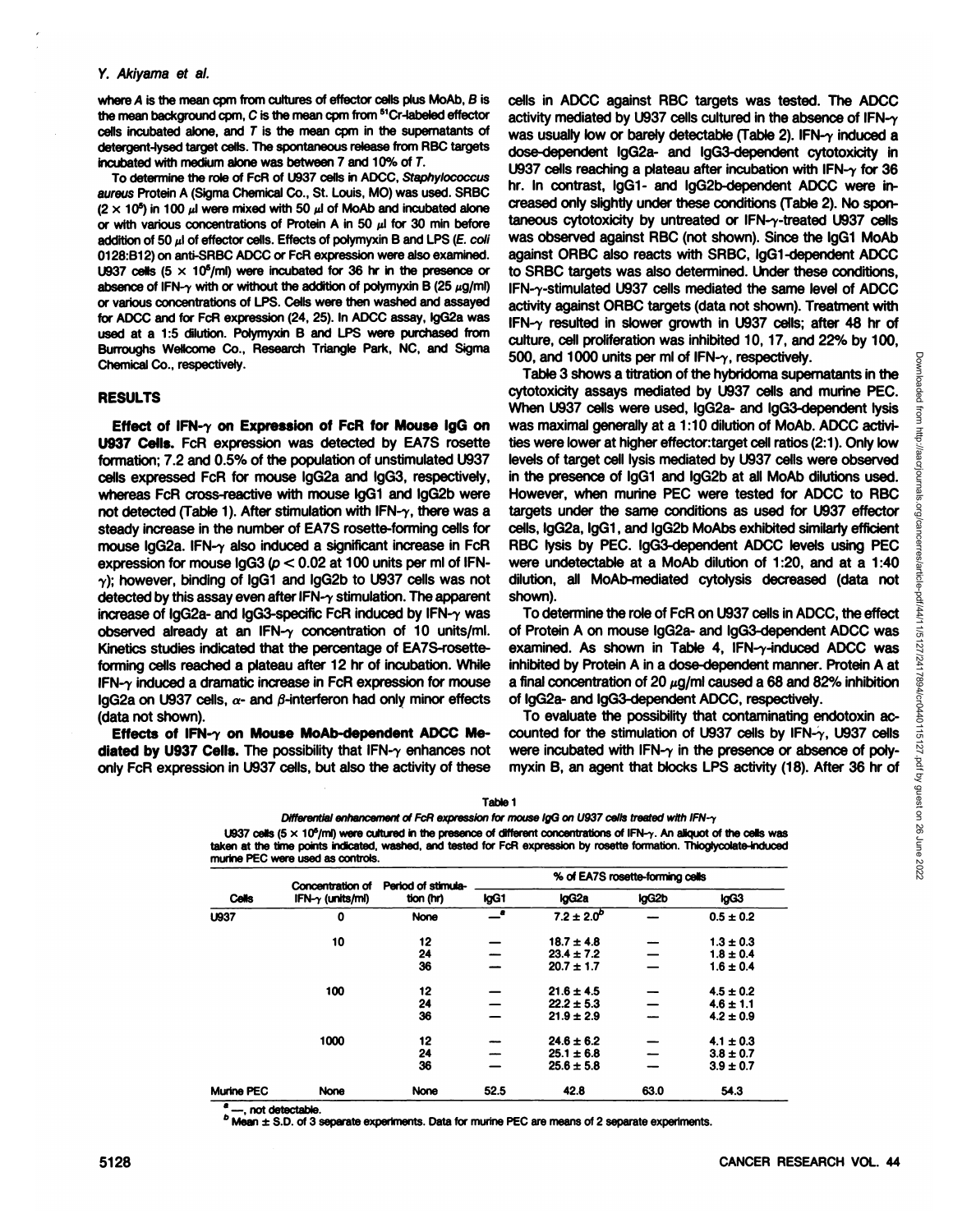where *A* is the mean cpm from cultures of effector cells plus MoAb, *B* is the mean background cpm, *C* is the mean cpm from $^{51}$Cr-labeled effector cells incubated alone, and *T* is the mean cpm in the supernatants of detergent-lysed target cells. The spontaneous release from RBC targets incubated with medium alone was between 7 and 10% of *T*.

To determine the role of FcR of U937 cells in ADCC, *Staphylococcus aureus* Protein A (Sigma Chemical Co., St. Louis, MO) was used. SRBC ($2 \times 10^5$) in 100 µl were mixed with 50 µl of MoAb and incubated alone or with various concentrations of Protein A in 50 µl for 30 min before addition of 50 µl of effector cells. Effects of polymyxin B and LPS (*E. coli* 0128:B12) on anti-SRBC ADCC or FcR expression were also examined. U937 cells ($5 \times 10^5$/ml) were incubated for 36 hr in the presence or absence of IFN-γ with or without the addition of polymyxin B (25 µg/ml) or various concentrations of LPS. Cells were then washed and assayed for ADCC and for FcR expression (24, 25). In ADCC assay, IgG2a was used at a 1:5 dilution. Polymyxin B and LPS were purchased from Burroughs Wellcome Co., Research Triangle Park, NC, and Sigma Chemical Co., respectively.

## RESULTS

**Effect of IFN-γ on Expression of FcR for Mouse IgG on U937 Cells.** FcR expression was detected by EA7S rosette formation; 7.2 and 0.5% of the population of unstimulated U937 cells expressed FcR for mouse IgG2a and IgG3, respectively, whereas FcR cross-reactive with mouse IgG1 and IgG2b were not detected (Table 1). After stimulation with IFN-γ, there was a steady increase in the number of EA7S rosette-forming cells for mouse IgG2a. IFN-γ also induced a significant increase in FcR expression for mouse IgG3 ($p < 0.02$ at 100 units per ml of IFN-γ); however, binding of IgG1 and IgG2b to U937 cells was not detected by this assay even after IFN-γ stimulation. The apparent increase of IgG2a- and IgG3-specific FcR induced by IFN-γ was observed already at an IFN-γ concentration of 10 units/ml. Kinetics studies indicated that the percentage of EA7S-rosette-forming cells reached a plateau after 12 hr of incubation. While IFN-γ induced a dramatic increase in FcR expression for mouse IgG2a on U937 cells, α- and β-interferon had only minor effects (data not shown).

**Effects of IFN-γ on Mouse MoAb-dependent ADCC Mediated by U937 Cells.** The possibility that IFN-γ enhances not only FcR expression in U937 cells, but also the activity of these cells in ADCC against RBC targets was tested. The ADCC activity mediated by U937 cells cultured in the absence of IFN-γ was usually low or barely detectable (Table 2). IFN-γ induced a dose-dependent IgG2a- and IgG3-dependent cytotoxicity in U937 cells reaching a plateau after incubation with IFN-γ for 36 hr. In contrast, IgG1- and IgG2b-dependent ADCC were increased only slightly under these conditions (Table 2). No spontaneous cytotoxicity by untreated or IFN-γ-treated U937 cells was observed against RBC (not shown). Since the IgG1 MoAb against ORBC also reacts with SRBC, IgG1-dependent ADCC to SRBC targets was also determined. Under these conditions, IFN-γ-stimulated U937 cells mediated the same level of ADCC activity against ORBC targets (data not shown). Treatment with IFN-γ resulted in slower growth in U937 cells; after 48 hr of culture, cell proliferation was inhibited 10, 17, and 22% by 100, 500, and 1000 units per ml of IFN-γ, respectively.

Table 3 shows a titration of the hybridoma supernatants in the cytotoxicity assays mediated by U937 cells and murine PEC. When U937 cells were used, IgG2a- and IgG3-dependent lysis was maximal generally at a 1:10 dilution of MoAb. ADCC activities were lower at higher effector:target cell ratios (2:1). Only low levels of target cell lysis mediated by U937 cells were observed in the presence of IgG1 and IgG2b at all MoAb dilutions used. However, when murine PEC were tested for ADCC to RBC targets under the same conditions as used for U937 effector cells, IgG2a, IgG1, and IgG2b MoAbs exhibited similarly efficient RBC lysis by PEC. IgG3-dependent ADCC levels using PEC were undetectable at a MoAb dilution of 1:20, and at a 1:40 dilution, all MoAb-mediated cytolysis decreased (data not shown).

To determine the role of FcR on U937 cells in ADCC, the effect of Protein A on mouse IgG2a- and IgG3-dependent ADCC was examined. As shown in Table 4, IFN-γ-induced ADCC was inhibited by Protein A in a dose-dependent manner. Protein A at a final concentration of 20 µg/ml caused a 68 and 82% inhibition of IgG2a- and IgG3-dependent ADCC, respectively.

To evaluate the possibility that contaminating endotoxin accounted for the stimulation of U937 cells by IFN-γ, U937 cells were incubated with IFN-γ in the presence or absence of polymyxin B, an agent that blocks LPS activity (18). After 36 hr of

Table 1

*Differential enhancement of FcR expression for mouse IgG on U937 cells treated with IFN-γ*

U937 cells ($5 \times 10^5$/ml) were cultured in the presence of different concentrations of IFN-γ. An aliquot of the cells was taken at the time points indicated, washed, and tested for FcR expression by rosette formation. Thioglycolate-induced murine PEC were used as controls.

| Cells | Concentration of IFN-γ (units/ml) | Period of stimulation (hr) | % of EA7S rosette-forming cells | | | |
|---|---|---|---|---|---|---|
| | | | IgG1 | IgG2a | IgG2b | IgG3 |
| U937 | 0 | None | —[a] | 7.2 ± 2.0[b] | — | 0.5 ± 0.2 |
| | 10 | 12 | — | 18.7 ± 4.8 | — | 1.3 ± 0.3 |
| | | 24 | — | 23.4 ± 7.2 | — | 1.8 ± 0.4 |
| | | 36 | — | 20.7 ± 1.7 | — | 1.6 ± 0.4 |
| | 100 | 12 | — | 21.6 ± 4.5 | — | 4.5 ± 0.2 |
| | | 24 | — | 22.2 ± 5.3 | — | 4.6 ± 1.1 |
| | | 36 | — | 21.9 ± 2.9 | — | 4.2 ± 0.9 |
| | 1000 | 12 | — | 24.6 ± 6.2 | — | 4.1 ± 0.3 |
| | | 24 | — | 25.1 ± 6.8 | — | 3.8 ± 0.7 |
| | | 36 | — | 25.6 ± 5.8 | — | 3.9 ± 0.7 |
| Murine PEC | None | None | 52.5 | 42.8 | 63.0 | 54.3 |

[a] —, not detectable.

[b] Mean ± S.D. of 3 separate experiments. Data for murine PEC are means of 2 separate experiments.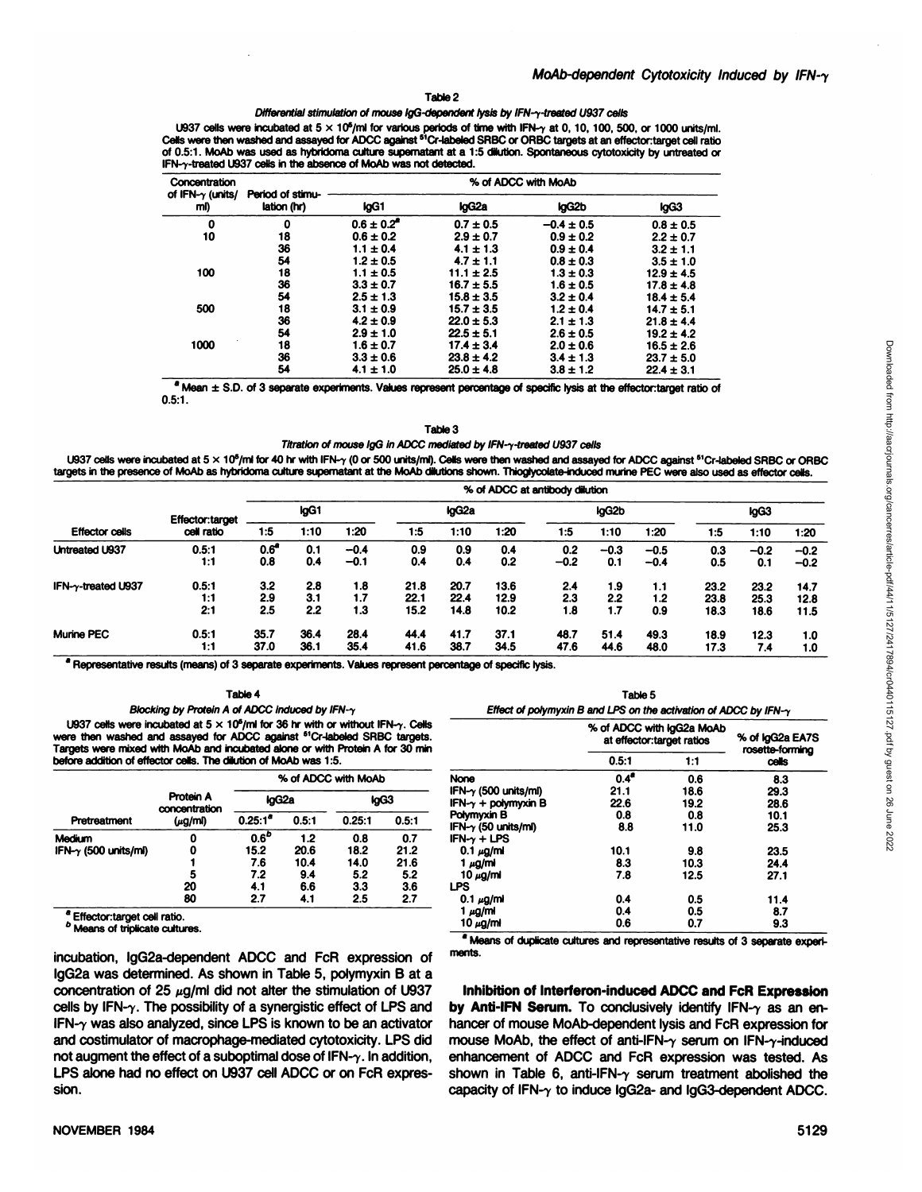Table 2

*Differential stimulation of mouse IgG-dependent lysis by IFN-γ-treated U937 cells*

U937 cells were incubated at 5 × 10[5]/ml for various periods of time with IFN-γ at 0, 10, 100, 500, or 1000 units/ml. Cells were then washed and assayed for ADCC against [51]Cr-labeled SRBC or ORBC targets at an effector:target cell ratio of 0.5:1. MoAb was used as hybridoma culture supernatant at a 1:5 dilution. Spontaneous cytotoxicity by untreated or IFN-γ-treated U937 cells in the absence of MoAb was not detected.

| Concentration of IFN-γ (units/ml) | Period of stimulation (hr) | % of ADCC with MoAb | | | |
|---|---|---|---|---|---|
| | | IgG1 | IgG2a | IgG2b | IgG3 |
| 0 | 0 | 0.6 ± 0.2[a] | 0.7 ± 0.5 | −0.4 ± 0.5 | 0.8 ± 0.5 |
| 10 | 18 | 0.6 ± 0.2 | 2.9 ± 0.7 | 0.9 ± 0.2 | 2.2 ± 0.7 |
| | 36 | 1.1 ± 0.4 | 4.1 ± 1.3 | 0.9 ± 0.4 | 3.2 ± 1.1 |
| | 54 | 1.2 ± 0.5 | 4.7 ± 1.1 | 0.8 ± 0.3 | 3.5 ± 1.0 |
| 100 | 18 | 1.1 ± 0.5 | 11.1 ± 2.5 | 1.3 ± 0.3 | 12.9 ± 4.5 |
| | 36 | 3.3 ± 0.7 | 16.7 ± 5.5 | 1.6 ± 0.5 | 17.8 ± 4.8 |
| | 54 | 2.5 ± 1.3 | 15.8 ± 3.5 | 3.2 ± 0.4 | 18.4 ± 5.4 |
| 500 | 18 | 3.1 ± 0.9 | 15.7 ± 3.5 | 1.2 ± 0.4 | 14.7 ± 5.1 |
| | 36 | 4.2 ± 0.9 | 22.0 ± 5.3 | 2.1 ± 1.3 | 21.8 ± 4.4 |
| | 54 | 2.9 ± 1.0 | 22.5 ± 5.1 | 2.6 ± 0.5 | 19.2 ± 4.2 |
| 1000 | 18 | 1.6 ± 0.7 | 17.4 ± 3.4 | 2.0 ± 0.6 | 16.5 ± 2.6 |
| | 36 | 3.3 ± 0.6 | 23.8 ± 4.2 | 3.4 ± 1.3 | 23.7 ± 5.0 |
| | 54 | 4.1 ± 1.0 | 25.0 ± 4.8 | 3.8 ± 1.2 | 22.4 ± 3.1 |

[a] Mean ± S.D. of 3 separate experiments. Values represent percentage of specific lysis at the effector:target ratio of 0.5:1.

Table 3

*Titration of mouse IgG in ADCC mediated by IFN-γ-treated U937 cells*

U937 cells were incubated at 5 × 10[5]/ml for 40 hr with IFN-γ (0 or 500 units/ml). Cells were then washed and assayed for ADCC against [51]Cr-labeled SRBC or ORBC targets in the presence of MoAb as hybridoma culture supernatant at the MoAb dilutions shown. Thioglycolate-induced murine PEC were also used as effector cells.

| Effector cells | Effector:target cell ratio | % of ADCC at antibody dilution | | | | | | | | | | | |
|---|---|---|---|---|---|---|---|---|---|---|---|---|---|
| | | IgG1 | | | IgG2a | | | IgG2b | | | IgG3 | | |
| | | 1:5 | 1:10 | 1:20 | 1:5 | 1:10 | 1:20 | 1:5 | 1:10 | 1:20 | 1:5 | 1:10 | 1:20 |
| Untreated U937 | 0.5:1 | 0.6[a] | 0.1 | −0.4 | 0.9 | 0.9 | 0.4 | 0.2 | −0.3 | −0.5 | 0.3 | −0.2 | −0.2 |
| | 1:1 | 0.8 | 0.4 | −0.1 | 0.4 | 0.4 | 0.2 | −0.2 | 0.1 | −0.4 | 0.5 | 0.1 | −0.2 |
| IFN-γ-treated U937 | 0.5:1 | 3.2 | 2.8 | 1.8 | 21.8 | 20.7 | 13.6 | 2.4 | 1.9 | 1.1 | 23.2 | 23.2 | 14.7 |
| | 1:1 | 2.9 | 3.1 | 1.7 | 22.1 | 22.4 | 12.9 | 2.3 | 2.2 | 1.2 | 23.8 | 25.3 | 12.8 |
| | 2:1 | 2.5 | 2.2 | 1.3 | 15.2 | 14.8 | 10.2 | 1.8 | 1.7 | 0.9 | 18.3 | 18.6 | 11.5 |
| Murine PEC | 0.5:1 | 35.7 | 36.4 | 28.4 | 44.4 | 41.7 | 37.1 | 48.7 | 51.4 | 49.3 | 18.9 | 12.3 | 1.0 |
| | 1:1 | 37.0 | 36.1 | 35.4 | 41.6 | 38.7 | 34.5 | 47.6 | 44.6 | 48.0 | 17.3 | 7.4 | 1.0 |

[a] Representative results (means) of 3 separate experiments. Values represent percentage of specific lysis.

Table 4

*Blocking by Protein A of ADCC induced by IFN-γ*

U937 cells were incubated at 5 × 10[5]/ml for 36 hr with or without IFN-γ. Cells were then washed and assayed for ADCC against [51]Cr-labeled SRBC targets. Targets were mixed with MoAb and incubated alone or with Protein A for 30 min before addition of effector cells. The dilution of MoAb was 1:5.

| Pretreatment | Protein A concentration (μg/ml) | % of ADCC with MoAb | | | |
|---|---|---|---|---|---|
| | | IgG2a | | IgG3 | |
| | | 0.25:1[a] | 0.5:1 | 0.25:1 | 0.5:1 |
| Medium | 0 | 0.6[b] | 1.2 | 0.8 | 0.7 |
| IFN-γ (500 units/ml) | 0 | 15.2 | 20.6 | 18.2 | 21.2 |
| | 1 | 7.6 | 10.4 | 14.0 | 21.6 |
| | 5 | 7.2 | 9.4 | 5.2 | 5.2 |
| | 20 | 4.1 | 6.6 | 3.3 | 3.6 |
| | 80 | 2.7 | 4.1 | 2.5 | 2.7 |

[a] Effector:target cell ratio.
[b] Means of triplicate cultures.

Table 5

*Effect of polymyxin B and LPS on the activation of ADCC by IFN-γ*

| | % of ADCC with IgG2a MoAb at effector:target ratios | | % of IgG2a EA7S rosette-forming cells |
|---|---|---|---|
| | 0.5:1 | 1:1 | |
| None | 0.4[a] | 0.6 | 8.3 |
| IFN-γ (500 units/ml) | 21.1 | 18.6 | 29.3 |
| IFN-γ + polymyxin B | 22.6 | 19.2 | 28.6 |
| Polymyxin B | 0.8 | 0.8 | 10.1 |
| IFN-γ (50 units/ml) | 8.8 | 11.0 | 25.3 |
| IFN-γ + LPS | | | |
| 0.1 μg/ml | 10.1 | 9.8 | 23.5 |
| 1 μg/ml | 8.3 | 10.3 | 24.4 |
| 10 μg/ml | 7.8 | 12.5 | 27.1 |
| LPS | | | |
| 0.1 μg/ml | 0.4 | 0.5 | 11.4 |
| 1 μg/ml | 0.4 | 0.5 | 8.7 |
| 10 μg/ml | 0.6 | 0.7 | 9.3 |

[a] Means of duplicate cultures and representative results of 3 separate experiments.

incubation, IgG2a-dependent ADCC and FcR expression of IgG2a was determined. As shown in Table 5, polymyxin B at a concentration of 25 μg/ml did not alter the stimulation of U937 cells by IFN-γ. The possibility of a synergistic effect of LPS and IFN-γ was also analyzed, since LPS is known to be an activator and costimulator of macrophage-mediated cytotoxicity. LPS did not augment the effect of a suboptimal dose of IFN-γ. In addition, LPS alone had no effect on U937 cell ADCC or on FcR expression.

**Inhibition of Interferon-induced ADCC and FcR Expression by Anti-IFN Serum.** To conclusively identify IFN-γ as an enhancer of mouse MoAb-dependent lysis and FcR expression for mouse MoAb, the effect of anti-IFN-γ serum on IFN-γ-induced enhancement of ADCC and FcR expression was tested. As shown in Table 6, anti-IFN-γ serum treatment abolished the capacity of IFN-γ to induce IgG2a- and IgG3-dependent ADCC.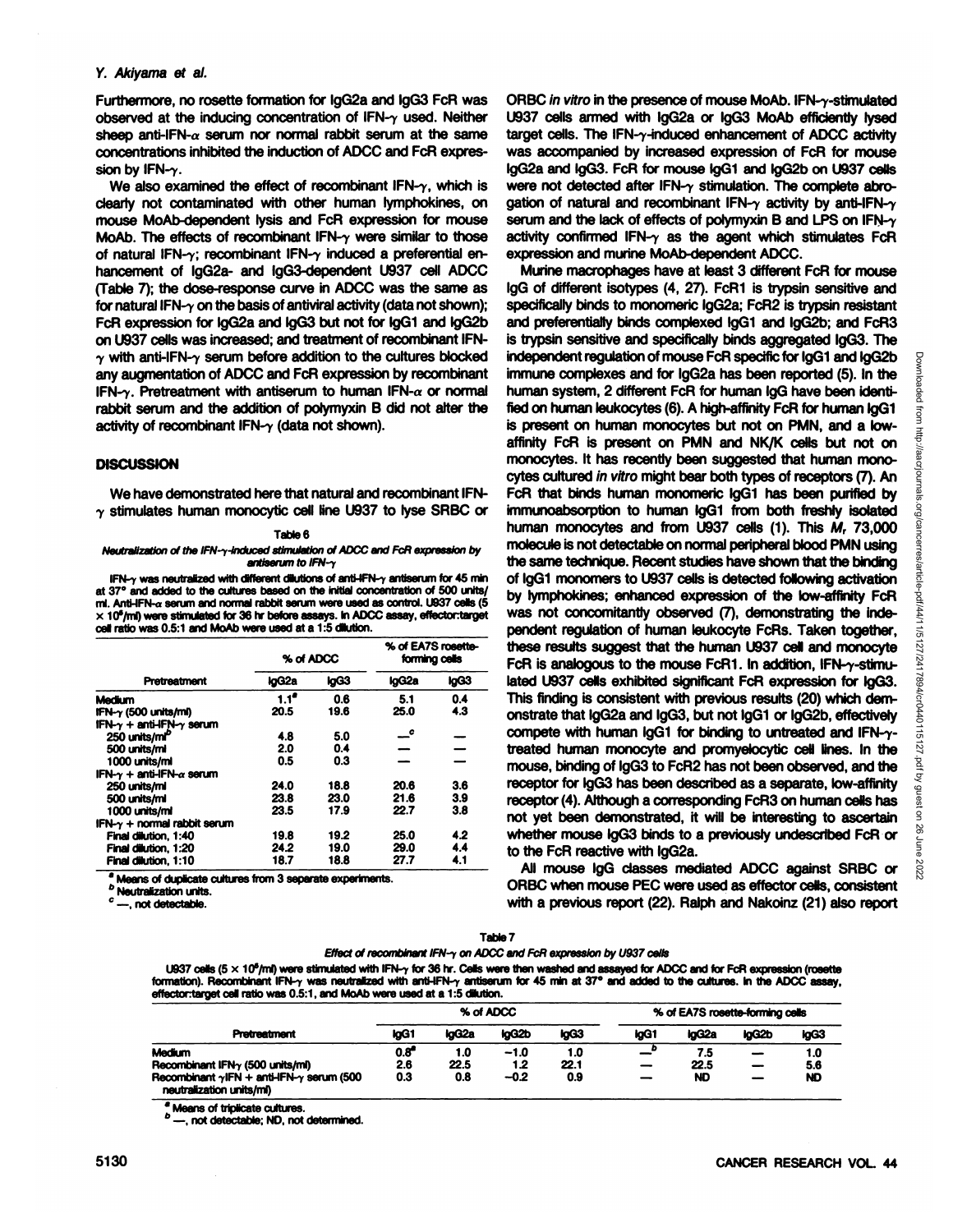Furthermore, no rosette formation for IgG2a and IgG3 FcR was observed at the inducing concentration of IFN-γ used. Neither sheep anti-IFN-α serum nor normal rabbit serum at the same concentrations inhibited the induction of ADCC and FcR expression by IFN-γ.

We also examined the effect of recombinant IFN-γ, which is clearly not contaminated with other human lymphokines, on mouse MoAb-dependent lysis and FcR expression for mouse MoAb. The effects of recombinant IFN-γ were similar to those of natural IFN-γ; recombinant IFN-γ induced a preferential enhancement of IgG2a- and IgG3-dependent U937 cell ADCC (Table 7); the dose-response curve in ADCC was the same as for natural IFN-γ on the basis of antiviral activity (data not shown); FcR expression for IgG2a and IgG3 but not for IgG1 and IgG2b on U937 cells was increased; and treatment of recombinant IFN-γ with anti-IFN-γ serum before addition to the cultures blocked any augmentation of ADCC and FcR expression by recombinant IFN-γ. Pretreatment with antiserum to human IFN-α or normal rabbit serum and the addition of polymyxin B did not alter the activity of recombinant IFN-γ (data not shown).

## DISCUSSION

We have demonstrated here that natural and recombinant IFN-γ stimulates human monocytic cell line U937 to lyse SRBC or ORBC *in vitro* in the presence of mouse MoAb. IFN-γ-stimulated U937 cells armed with IgG2a or IgG3 MoAb efficiently lysed target cells. The IFN-γ-induced enhancement of ADCC activity was accompanied by increased expression of FcR for mouse IgG2a and IgG3. FcR for mouse IgG1 and IgG2b on U937 cells were not detected after IFN-γ stimulation. The complete abrogation of natural and recombinant IFN-γ activity by anti-IFN-γ serum and the lack of effects of polymyxin B and LPS on IFN-γ activity confirmed IFN-γ as the agent which stimulates FcR expression and murine MoAb-dependent ADCC.

Table 6

*Neutralization of the IFN-γ-induced stimulation of ADCC and FcR expression by antiserum to IFN-γ*

IFN-γ was neutralized with different dilutions of anti-IFN-γ antiserum for 45 min at 37° and added to the cultures based on the initial concentration of 500 units/ml. Anti-IFN-α serum and normal rabbit serum were used as control. U937 cells ($5 \times 10^5$/ml) were stimulated for 36 hr before assays. In ADCC assay, effector:target cell ratio was 0.5:1 and MoAb were used at a 1:5 dilution.

| Pretreatment | % of ADCC | | % of EA7S rosette-forming cells | |
|---|---|---|---|---|
| | IgG2a | IgG3 | IgG2a | IgG3 |
| Medium | 1.1[a] | 0.6 | 5.1 | 0.4 |
| IFN-γ (500 units/ml) | 20.5 | 19.6 | 25.0 | 4.3 |
| IFN-γ + anti-IFN-γ serum | | | | |
| 250 units/ml[b] | 4.8 | 5.0 | —[c] | — |
| 500 units/ml | 2.0 | 0.4 | — | — |
| 1000 units/ml | 0.5 | 0.3 | — | — |
| IFN-γ + anti-IFN-α serum | | | | |
| 250 units/ml | 24.0 | 18.8 | 20.6 | 3.6 |
| 500 units/ml | 23.8 | 23.0 | 21.6 | 3.9 |
| 1000 units/ml | 23.5 | 17.9 | 22.7 | 3.8 |
| IFN-γ + normal rabbit serum | | | | |
| Final dilution, 1:40 | 19.8 | 19.2 | 25.0 | 4.2 |
| Final dilution, 1:20 | 24.2 | 19.0 | 29.0 | 4.4 |
| Final dilution, 1:10 | 18.7 | 18.8 | 27.7 | 4.1 |

[a] Means of duplicate cultures from 3 separate experiments.
[b] Neutralization units.
[c] —, not detectable.

Murine macrophages have at least 3 different FcR for mouse IgG of different isotypes (4, 27). FcR1 is trypsin sensitive and specifically binds to monomeric IgG2a; FcR2 is trypsin resistant and preferentially binds complexed IgG1 and IgG2b; and FcR3 is trypsin sensitive and specifically binds aggregated IgG3. The independent regulation of mouse FcR specific for IgG1 and IgG2b immune complexes and for IgG2a has been reported (5). In the human system, 2 different FcR for human IgG have been identified on human leukocytes (6). A high-affinity FcR for human IgG1 is present on human monocytes but not on PMN, and a low-affinity FcR is present on PMN and NK/K cells but not on monocytes. It has recently been suggested that human monocytes cultured *in vitro* might bear both types of receptors (7). An FcR that binds human monomeric IgG1 has been purified by immunoabsorption to human IgG1 from both freshly isolated human monocytes and from U937 cells (1). This $M_r$ 73,000 molecule is not detectable on normal peripheral blood PMN using the same technique. Recent studies have shown that the binding of IgG1 monomers to U937 cells is detected following activation by lymphokines; enhanced expression of the low-affinity FcR was not concomitantly observed (7), demonstrating the independent regulation of human leukocyte FcRs. Taken together, these results suggest that the human U937 cell and monocyte FcR is analogous to the mouse FcR1. In addition, IFN-γ-stimulated U937 cells exhibited significant FcR expression for IgG3. This finding is consistent with previous results (20) which demonstrate that IgG2a and IgG3, but not IgG1 or IgG2b, effectively compete with human IgG1 for binding to untreated and IFN-γ-treated human monocyte and promyelocytic cell lines. In the mouse, binding of IgG3 to FcR2 has not been observed, and the receptor for IgG3 has been described as a separate, low-affinity receptor (4). Although a corresponding FcR3 on human cells has not yet been demonstrated, it will be interesting to ascertain whether mouse IgG3 binds to a previously undescribed FcR or to the FcR reactive with IgG2a.

All mouse IgG classes mediated ADCC against SRBC or ORBC when mouse PEC were used as effector cells, consistent with a previous report (22). Ralph and Nakoinz (21) also report

Table 7

*Effect of recombinant IFN-γ on ADCC and FcR expression by U937 cells*

U937 cells ($5 \times 10^5$/ml) were stimulated with IFN-γ for 36 hr. Cells were then washed and assayed for ADCC and for FcR expression (rosette formation). Recombinant IFN-γ was neutralized with anti-IFN-γ antiserum for 45 min at 37° and added to the cultures. In the ADCC assay, effector:target cell ratio was 0.5:1, and MoAb were used at a 1:5 dilution.

| Pretreatment | % of ADCC | | | | % of EA7S rosette-forming cells | | | |
|---|---|---|---|---|---|---|---|---|
| | IgG1 | IgG2a | IgG2b | IgG3 | IgG1 | IgG2a | IgG2b | IgG3 |
| Medium | 0.8[a] | 1.0 | −1.0 | 1.0 | —[b] | 7.5 | — | 1.0 |
| Recombinant IFNγ (500 units/ml) | 2.6 | 22.5 | 1.2 | 22.1 | — | 22.5 | — | 5.6 |
| Recombinant γIFN + anti-IFN-γ serum (500 neutralization units/ml) | 0.3 | 0.8 | −0.2 | 0.9 | — | ND | — | ND |

[a] Means of triplicate cultures.
[b] —, not detectable; ND, not determined.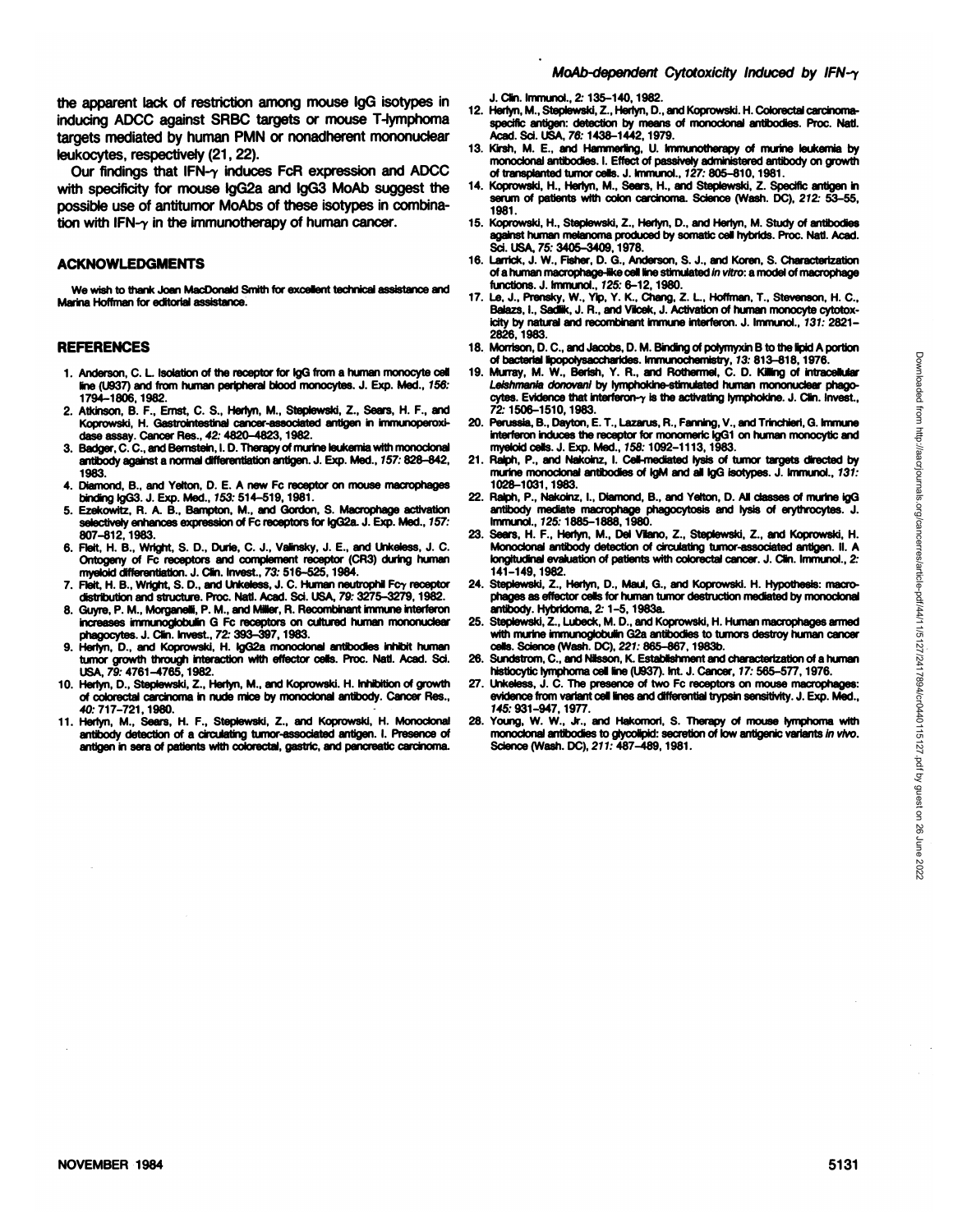the apparent lack of restriction among mouse IgG isotypes in inducing ADCC against SRBC targets or mouse T-lymphoma targets mediated by human PMN or nonadherent mononuclear leukocytes, respectively (21, 22).

Our findings that IFN-γ induces FcR expression and ADCC with specificity for mouse IgG2a and IgG3 MoAb suggest the possible use of antitumor MoAbs of these isotypes in combination with IFN-γ in the immunotherapy of human cancer.

## ACKNOWLEDGMENTS

We wish to thank Joan MacDonald Smith for excellent technical assistance and Marina Hoffman for editorial assistance.

## REFERENCES

1. Anderson, C. L. Isolation of the receptor for IgG from a human monocyte cell line (U937) and from human peripheral blood monocytes. J. Exp. Med., *156:* 1794–1806, 1982.
2. Atkinson, B. F., Ernst, C. S., Herlyn, M., Steplewski, Z., Sears, H. F., and Koprowski, H. Gastrointestinal cancer-associated antigen in immunoperoxidase assay. Cancer Res., *42:* 4820–4823, 1982.
3. Badger, C. C., and Bernstein, I. D. Therapy of murine leukemia with monoclonal antibody against a normal differentiation antigen. J. Exp. Med., *157:* 828–842, 1983.
4. Diamond, B., and Yelton, D. E. A new Fc receptor on mouse macrophages binding IgG3. J. Exp. Med., *153:* 514–519, 1981.
5. Ezekowitz, R. A. B., Bampton, M., and Gordon, S. Macrophage activation selectively enhances expression of Fc receptors for IgG2a. J. Exp. Med., *157:* 807–812, 1983.
6. Fleit, H. B., Wright, S. D., Durie, C. J., Valinsky, J. E., and Unkeless, J. C. Ontogeny of Fc receptors and complement receptor (CR3) during human myeloid differentiation. J. Clin. Invest., *73:* 516–525, 1984.
7. Fleit, H. B., Wright, S. D., and Unkeless, J. C. Human neutrophil Fcγ receptor distribution and structure. Proc. Natl. Acad. Sci. USA, *79:* 3275–3279, 1982.
8. Guyre, P. M., Morganelli, P. M., and Miller, R. Recombinant immune interferon increases immunoglobulin G Fc receptors on cultured human mononuclear phagocytes. J. Clin. Invest., *72:* 393–397, 1983.
9. Herlyn, D., and Koprowski, H. IgG2a monoclonal antibodies inhibit human tumor growth through interaction with effector cells. Proc. Natl. Acad. Sci. USA, *79:* 4761–4765, 1982.
10. Herlyn, D., Steplewski, Z., Herlyn, M., and Koprowski. H. Inhibition of growth of colorectal carcinoma in nude mice by monoclonal antibody. Cancer Res., *40:* 717–721, 1980.
11. Herlyn, M., Sears, H. F., Steplewski, Z., and Koprowski, H. Monoclonal antibody detection of a circulating tumor-associated antigen. I. Presence of antigen in sera of patients with colorectal, gastric, and pancreatic carcinoma. J. Clin. Immunol., *2:* 135–140, 1982.
12. Herlyn, M., Steplewski, Z., Herlyn, D., and Koprowski. H. Colorectal carcinoma-specific antigen: detection by means of monoclonal antibodies. Proc. Natl. Acad. Sci. USA, *76:* 1438–1442, 1979.
13. Kirsh, M. E., and Hammerling, U. Immunotherapy of murine leukemia by monoclonal antibodies. I. Effect of passively administered antibody on growth of transplanted tumor cells. J. Immunol., *127:* 805–810, 1981.
14. Koprowski, H., Herlyn, M., Sears, H., and Steplewski, Z. Specific antigen in serum of patients with colon carcinoma. Science (Wash. DC), *212:* 53–55, 1981.
15. Koprowski, H., Steplewski, Z., Herlyn, D., and Herlyn, M. Study of antibodies against human melanoma produced by somatic cell hybrids. Proc. Natl. Acad. Sci. USA, *75:* 3405–3409, 1978.
16. Larrick, J. W., Fisher, D. G., Anderson, S. J., and Koren, S. Characterization of a human macrophage-like cell line stimulated *in vitro*: a model of macrophage functions. J. Immunol., *125:* 6–12, 1980.
17. Le, J., Prensky, W., Yip, Y. K., Chang, Z. L., Hoffman, T., Stevenson, H. C., Balazs, I., Sadlik, J. R., and Vilcek, J. Activation of human monocyte cytotoxicity by natural and recombinant immune interferon. J. Immunol., *131:* 2821–2826, 1983.
18. Morrison, D. C., and Jacobs, D. M. Binding of polymyxin B to the lipid A portion of bacterial lipopolysaccharides. Immunochemistry, *13:* 813–818, 1976.
19. Murray, M. W., Berish, Y. R., and Rothermel, C. D. Killing of intracellular *Leishmania donovani* by lymphokine-stimulated human mononuclear phagocytes. Evidence that interferon-γ is the activating lymphokine. J. Clin. Invest., *72:* 1506–1510, 1983.
20. Perussia, B., Dayton, E. T., Lazarus, R., Fanning, V., and Trinchieri, G. Immune interferon induces the receptor for monomeric IgG1 on human monocytic and myeloid cells. J. Exp. Med., *158:* 1092–1113, 1983.
21. Ralph, P., and Nakoinz, I. Cell-mediated lysis of tumor targets directed by murine monoclonal antibodies of IgM and all IgG isotypes. J. Immunol., *131:* 1028–1031, 1983.
22. Ralph, P., Nakoinz, I., Diamond, B., and Yelton, D. All classes of murine IgG antibody mediate macrophage phagocytosis and lysis of erythrocytes. J. Immunol., *125:* 1885–1888, 1980.
23. Sears, H. F., Herlyn, M., Del Villano, Z., Steplewski, Z., and Koprowski, H. Monoclonal antibody detection of circulating tumor-associated antigen. II. A longitudinal evaluation of patients with colorectal cancer. J. Clin. Immunol., *2:* 141–149, 1982.
24. Steplewski, Z., Herlyn, D., Maul, G., and Koprowski. H. Hypothesis: macrophages as effector cells for human tumor destruction mediated by monoclonal antibody. Hybridoma, *2:* 1–5, 1983a.
25. Steplewski, Z., Lubeck, M. D., and Koprowski, H. Human macrophages armed with murine immunoglobulin G2a antibodies to tumors destroy human cancer cells. Science (Wash. DC), *221:* 865–867, 1983b.
26. Sundstrom, C., and Nilsson, K. Establishment and characterization of a human histiocytic lymphoma cell line (U937). Int. J. Cancer, *17:* 565–577, 1976.
27. Unkeless, J. C. The presence of two Fc receptors on mouse macrophages: evidence from variant cell lines and differential trypsin sensitivity. J. Exp. Med., *145:* 931–947, 1977.
28. Young, W. W., Jr., and Hakomori, S. Therapy of mouse lymphoma with monoclonal antibodies to glycolipid: secretion of low antigenic variants *in vivo*. Science (Wash. DC), *211:* 487–489, 1981.